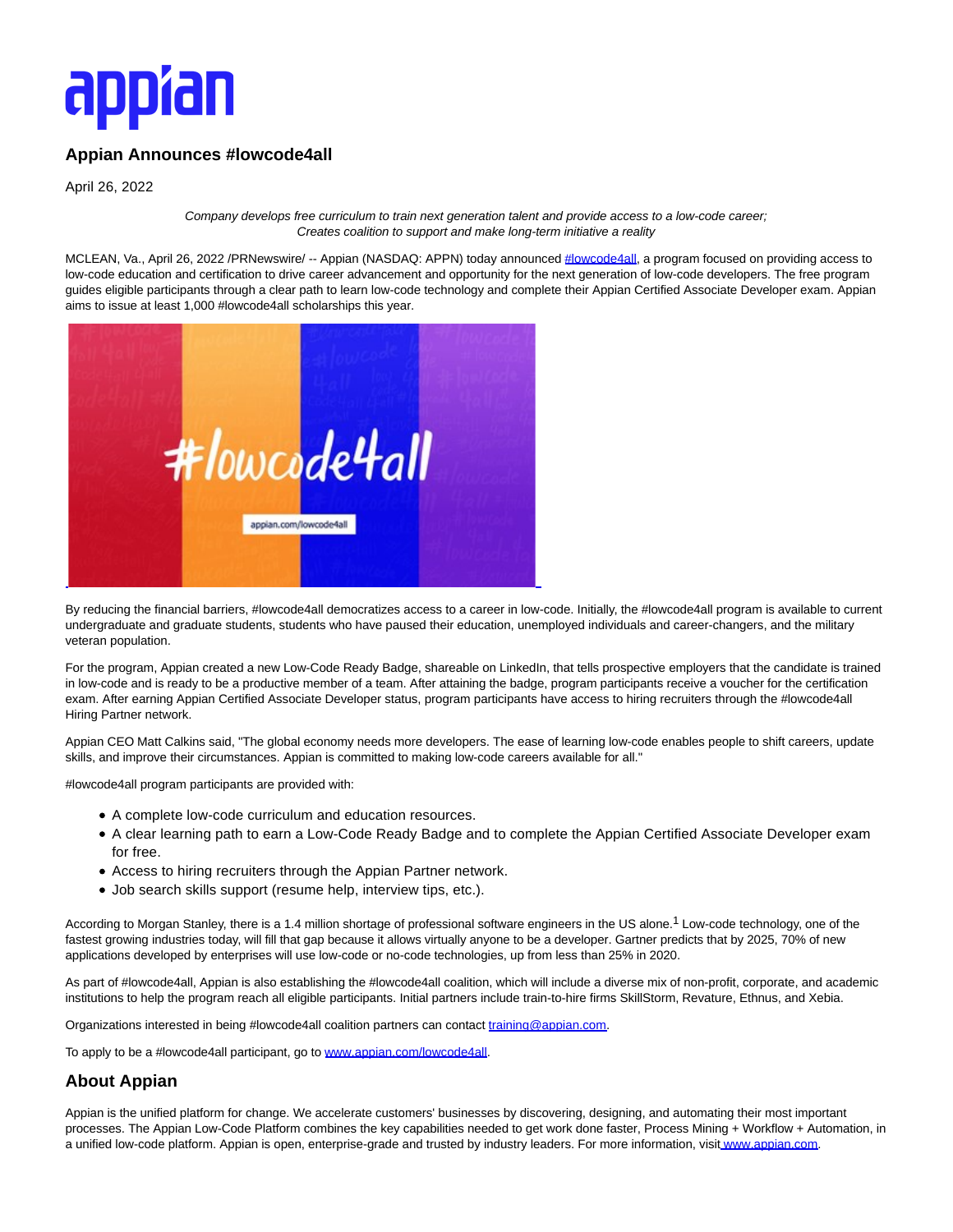# Appian Announces #lowcode4all

April 26, 2022

*Company develops free curriculum to train next generation talent and provide access to a low-code career;*
*Creates coalition to support and make long-term initiative a reality*

MCLEAN, Va., April 26, 2022 /PRNewswire/ -- Appian (NASDAQ: APPN) today announced #lowcode4all, a program focused on providing access to low-code education and certification to drive career advancement and opportunity for the next generation of low-code developers. The free program guides eligible participants through a clear path to learn low-code technology and complete their Appian Certified Associate Developer exam. Appian aims to issue at least 1,000 #lowcode4all scholarships this year.

By reducing the financial barriers, #lowcode4all democratizes access to a career in low-code. Initially, the #lowcode4all program is available to current undergraduate and graduate students, students who have paused their education, unemployed individuals and career-changers, and the military veteran population.

For the program, Appian created a new Low-Code Ready Badge, shareable on LinkedIn, that tells prospective employers that the candidate is trained in low-code and is ready to be a productive member of a team. After attaining the badge, program participants receive a voucher for the certification exam. After earning Appian Certified Associate Developer status, program participants have access to hiring recruiters through the #lowcode4all Hiring Partner network.

Appian CEO Matt Calkins said, "The global economy needs more developers. The ease of learning low-code enables people to shift careers, update skills, and improve their circumstances. Appian is committed to making low-code careers available for all."

#lowcode4all program participants are provided with:

- A complete low-code curriculum and education resources.
- A clear learning path to earn a Low-Code Ready Badge and to complete the Appian Certified Associate Developer exam for free.
- Access to hiring recruiters through the Appian Partner network.
- Job search skills support (resume help, interview tips, etc.).

According to Morgan Stanley, there is a 1.4 million shortage of professional software engineers in the US alone.[1] Low-code technology, one of the fastest growing industries today, will fill that gap because it allows virtually anyone to be a developer. Gartner predicts that by 2025, 70% of new applications developed by enterprises will use low-code or no-code technologies, up from less than 25% in 2020.

As part of #lowcode4all, Appian is also establishing the #lowcode4all coalition, which will include a diverse mix of non-profit, corporate, and academic institutions to help the program reach all eligible participants. Initial partners include train-to-hire firms SkillStorm, Revature, Ethnus, and Xebia.

Organizations interested in being #lowcode4all coalition partners can contact training@appian.com.

To apply to be a #lowcode4all participant, go to www.appian.com/lowcode4all.

## About Appian

Appian is the unified platform for change. We accelerate customers' businesses by discovering, designing, and automating their most important processes. The Appian Low-Code Platform combines the key capabilities needed to get work done faster, Process Mining + Workflow + Automation, in a unified low-code platform. Appian is open, enterprise-grade and trusted by industry leaders. For more information, visit www.appian.com.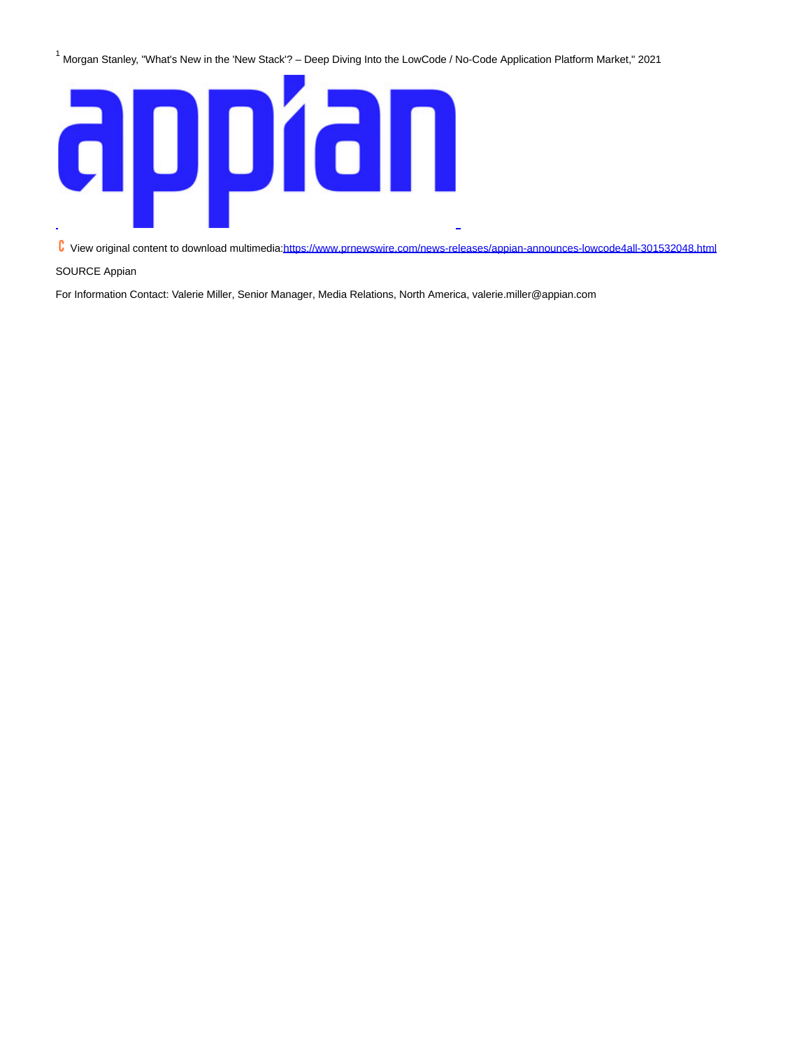[1] Morgan Stanley, "What's New in the 'New Stack'? – Deep Diving Into the LowCode / No-Code Application Platform Market," 2021

View original content to download multimedia:https://www.prnewswire.com/news-releases/appian-announces-lowcode4all-301532048.html

SOURCE Appian

For Information Contact: Valerie Miller, Senior Manager, Media Relations, North America, valerie.miller@appian.com